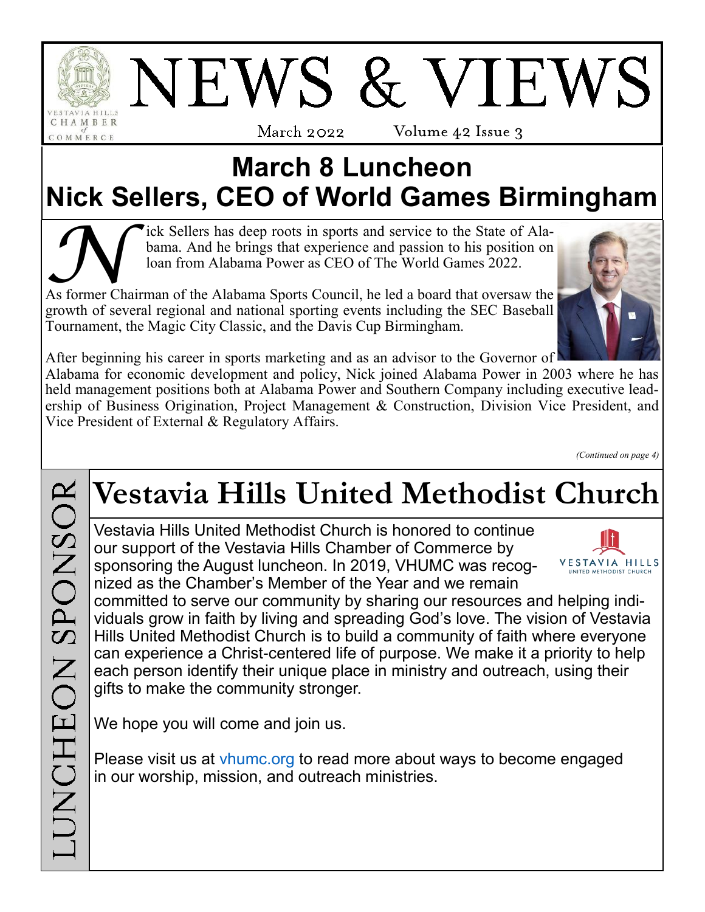# NEWS & VIEWS

March 2022 Volume 42 Issue 3

## March 8 Luncheon
## Nick Sellers, CEO of World Games Birmingham

Nick Sellers has deep roots in sports and service to the State of Alabama. And he brings that experience and passion to his position on loan from Alabama Power as CEO of The World Games 2022.

As former Chairman of the Alabama Sports Council, he led a board that oversaw the growth of several regional and national sporting events including the SEC Baseball Tournament, the Magic City Classic, and the Davis Cup Birmingham.

After beginning his career in sports marketing and as an advisor to the Governor of Alabama for economic development and policy, Nick joined Alabama Power in 2003 where he has held management positions both at Alabama Power and Southern Company including executive leadership of Business Origination, Project Management & Construction, Division Vice President, and Vice President of External & Regulatory Affairs.

*(Continued on page 4)*

LUNCHEON SPONSOR

## Vestavia Hills United Methodist Church

Vestavia Hills United Methodist Church is honored to continue our support of the Vestavia Hills Chamber of Commerce by sponsoring the August luncheon. In 2019, VHUMC was recognized as the Chamber's Member of the Year and we remain committed to serve our community by sharing our resources and helping individuals grow in faith by living and spreading God's love. The vision of Vestavia Hills United Methodist Church is to build a community of faith where everyone can experience a Christ-centered life of purpose. We make it a priority to help each person identify their unique place in ministry and outreach, using their gifts to make the community stronger.

We hope you will come and join us.

Please visit us at vhumc.org to read more about ways to become engaged in our worship, mission, and outreach ministries.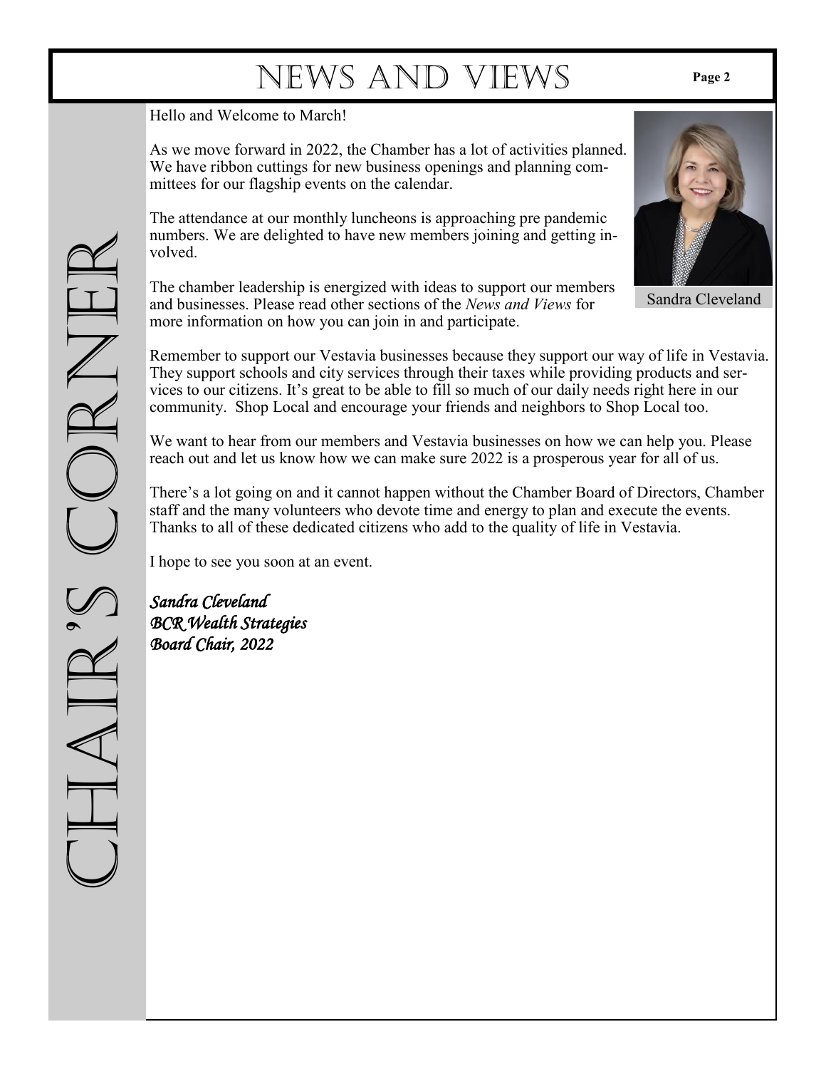# Chair's Corner

Hello and Welcome to March!

As we move forward in 2022, the Chamber has a lot of activities planned. We have ribbon cuttings for new business openings and planning committees for our flagship events on the calendar.

The attendance at our monthly luncheons is approaching pre pandemic numbers. We are delighted to have new members joining and getting involved.

The chamber leadership is energized with ideas to support our members and businesses. Please read other sections of the *News and Views* for more information on how you can join in and participate.

Sandra Cleveland

Remember to support our Vestavia businesses because they support our way of life in Vestavia. They support schools and city services through their taxes while providing products and services to our citizens. It's great to be able to fill so much of our daily needs right here in our community. Shop Local and encourage your friends and neighbors to Shop Local too.

We want to hear from our members and Vestavia businesses on how we can help you. Please reach out and let us know how we can make sure 2022 is a prosperous year for all of us.

There's a lot going on and it cannot happen without the Chamber Board of Directors, Chamber staff and the many volunteers who devote time and energy to plan and execute the events. Thanks to all of these dedicated citizens who add to the quality of life in Vestavia.

I hope to see you soon at an event.

***Sandra Cleveland***
***BCR Wealth Strategies***
***Board Chair, 2022***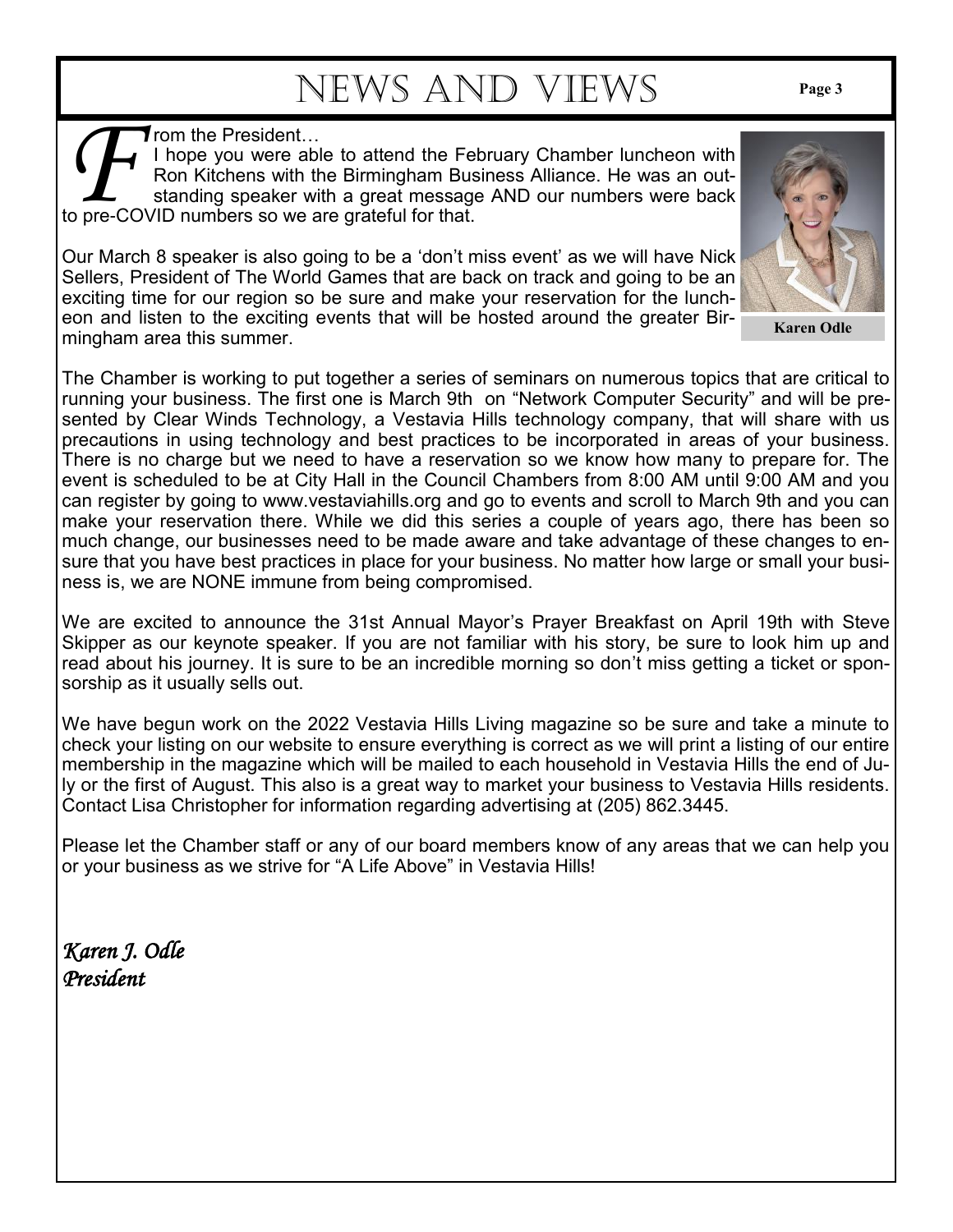# News and Views

From the President…

I hope you were able to attend the February Chamber luncheon with Ron Kitchens with the Birmingham Business Alliance. He was an outstanding speaker with a great message AND our numbers were back to pre-COVID numbers so we are grateful for that.

Our March 8 speaker is also going to be a 'don't miss event' as we will have Nick Sellers, President of The World Games that are back on track and going to be an exciting time for our region so be sure and make your reservation for the luncheon and listen to the exciting events that will be hosted around the greater Birmingham area this summer.

Karen Odle

The Chamber is working to put together a series of seminars on numerous topics that are critical to running your business. The first one is March 9th on "Network Computer Security" and will be presented by Clear Winds Technology, a Vestavia Hills technology company, that will share with us precautions in using technology and best practices to be incorporated in areas of your business. There is no charge but we need to have a reservation so we know how many to prepare for. The event is scheduled to be at City Hall in the Council Chambers from 8:00 AM until 9:00 AM and you can register by going to www.vestaviahills.org and go to events and scroll to March 9th and you can make your reservation there. While we did this series a couple of years ago, there has been so much change, our businesses need to be made aware and take advantage of these changes to ensure that you have best practices in place for your business. No matter how large or small your business is, we are NONE immune from being compromised.

We are excited to announce the 31st Annual Mayor's Prayer Breakfast on April 19th with Steve Skipper as our keynote speaker. If you are not familiar with his story, be sure to look him up and read about his journey. It is sure to be an incredible morning so don't miss getting a ticket or sponsorship as it usually sells out.

We have begun work on the 2022 Vestavia Hills Living magazine so be sure and take a minute to check your listing on our website to ensure everything is correct as we will print a listing of our entire membership in the magazine which will be mailed to each household in Vestavia Hills the end of July or the first of August. This also is a great way to market your business to Vestavia Hills residents. Contact Lisa Christopher for information regarding advertising at (205) 862.3445.

Please let the Chamber staff or any of our board members know of any areas that we can help you or your business as we strive for "A Life Above" in Vestavia Hills!

*Karen J. Odle*
*President*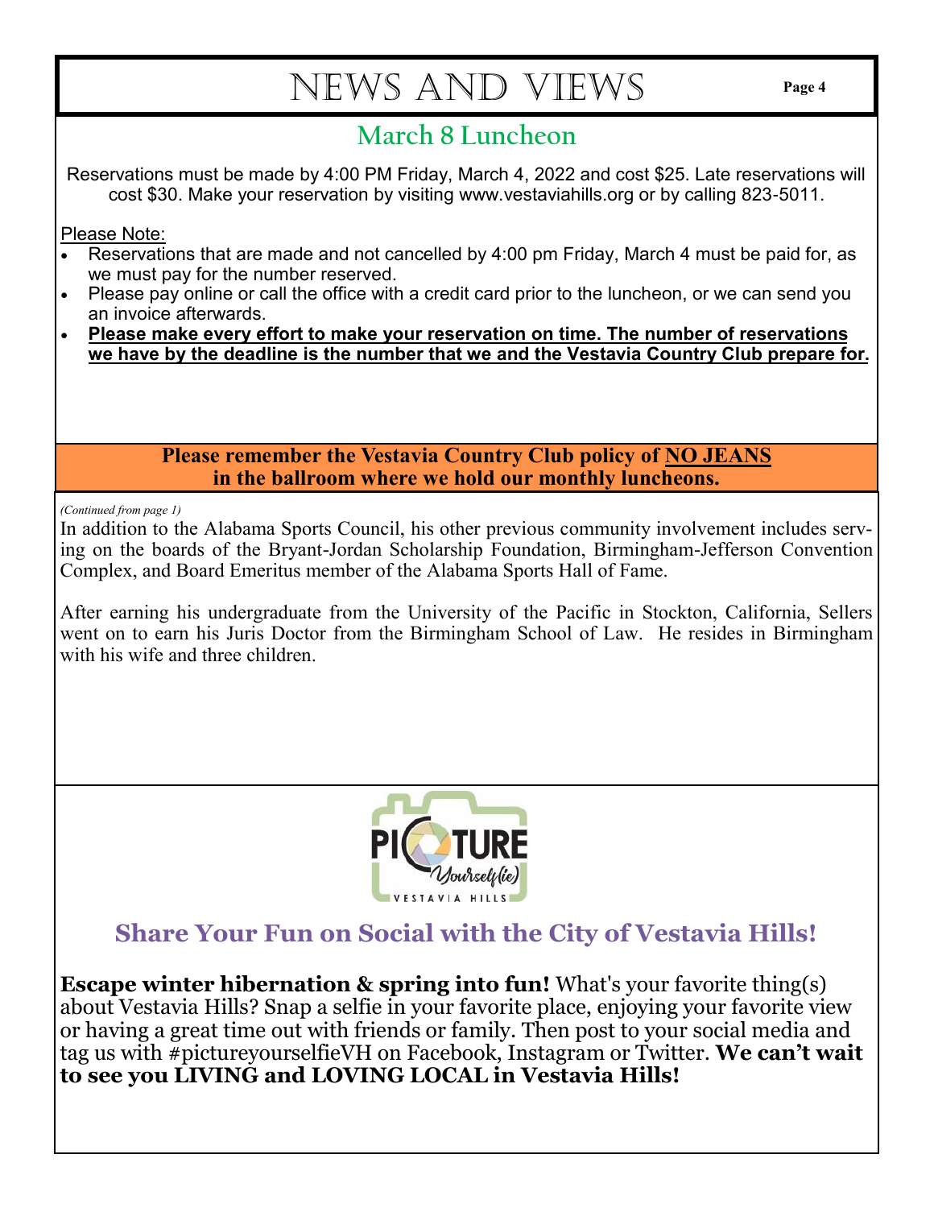# NEWS AND VIEWS

## March 8 Luncheon

Reservations must be made by 4:00 PM Friday, March 4, 2022 and cost $25. Late reservations will cost $30. Make your reservation by visiting www.vestaviahills.org or by calling 823-5011.

Please Note:

- Reservations that are made and not cancelled by 4:00 pm Friday, March 4 must be paid for, as we must pay for the number reserved.
- Please pay online or call the office with a credit card prior to the luncheon, or we can send you an invoice afterwards.
- **Please make every effort to make your reservation on time. The number of reservations we have by the deadline is the number that we and the Vestavia Country Club prepare for.**

**Please remember the Vestavia Country Club policy of NO JEANS in the ballroom where we hold our monthly luncheons.**

*(Continued from page 1)*

In addition to the Alabama Sports Council, his other previous community involvement includes serving on the boards of the Bryant-Jordan Scholarship Foundation, Birmingham-Jefferson Convention Complex, and Board Emeritus member of the Alabama Sports Hall of Fame.

After earning his undergraduate from the University of the Pacific in Stockton, California, Sellers went on to earn his Juris Doctor from the Birmingham School of Law. He resides in Birmingham with his wife and three children.

PICTURE Yourself(ie) VESTAVIA HILLS

## Share Your Fun on Social with the City of Vestavia Hills!

**Escape winter hibernation & spring into fun!** What's your favorite thing(s) about Vestavia Hills? Snap a selfie in your favorite place, enjoying your favorite view or having a great time out with friends or family. Then post to your social media and tag us with #pictureyourselfieVH on Facebook, Instagram or Twitter. **We can't wait to see you LIVING and LOVING LOCAL in Vestavia Hills!**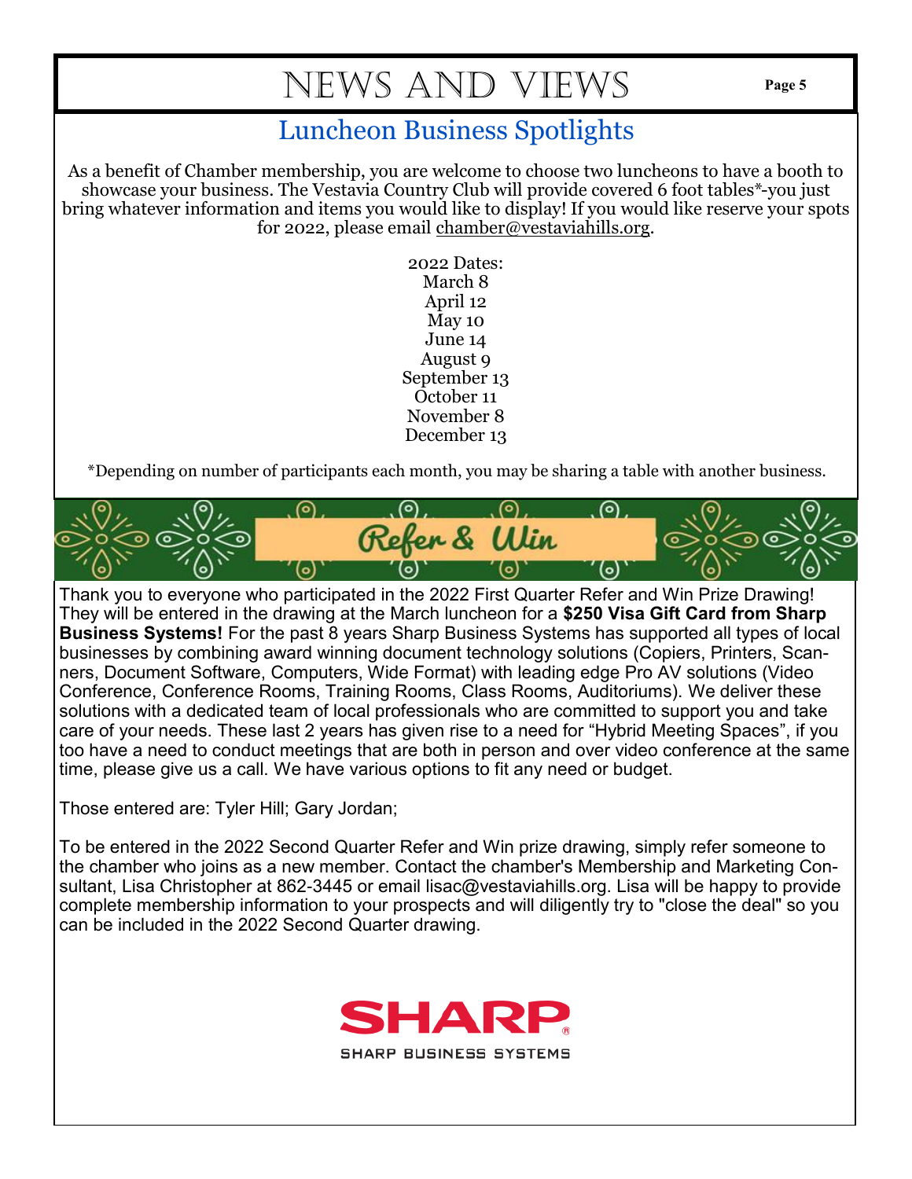## Luncheon Business Spotlights

As a benefit of Chamber membership, you are welcome to choose two luncheons to have a booth to showcase your business. The Vestavia Country Club will provide covered 6 foot tables*-you just bring whatever information and items you would like to display! If you would like reserve your spots for 2022, please email chamber@vestaviahills.org.

2022 Dates:
March 8
April 12
May 10
June 14
August 9
September 13
October 11
November 8
December 13

*Depending on number of participants each month, you may be sharing a table with another business.

## Refer & Win

Thank you to everyone who participated in the 2022 First Quarter Refer and Win Prize Drawing! They will be entered in the drawing at the March luncheon for a **$250 Visa Gift Card from Sharp Business Systems!** For the past 8 years Sharp Business Systems has supported all types of local businesses by combining award winning document technology solutions (Copiers, Printers, Scanners, Document Software, Computers, Wide Format) with leading edge Pro AV solutions (Video Conference, Conference Rooms, Training Rooms, Class Rooms, Auditoriums). We deliver these solutions with a dedicated team of local professionals who are committed to support you and take care of your needs. These last 2 years has given rise to a need for "Hybrid Meeting Spaces", if you too have a need to conduct meetings that are both in person and over video conference at the same time, please give us a call. We have various options to fit any need or budget.

Those entered are: Tyler Hill; Gary Jordan;

To be entered in the 2022 Second Quarter Refer and Win prize drawing, simply refer someone to the chamber who joins as a new member. Contact the chamber's Membership and Marketing Consultant, Lisa Christopher at 862-3445 or email lisac@vestaviahills.org. Lisa will be happy to provide complete membership information to your prospects and will diligently try to "close the deal" so you can be included in the 2022 Second Quarter drawing.

SHARP
SHARP BUSINESS SYSTEMS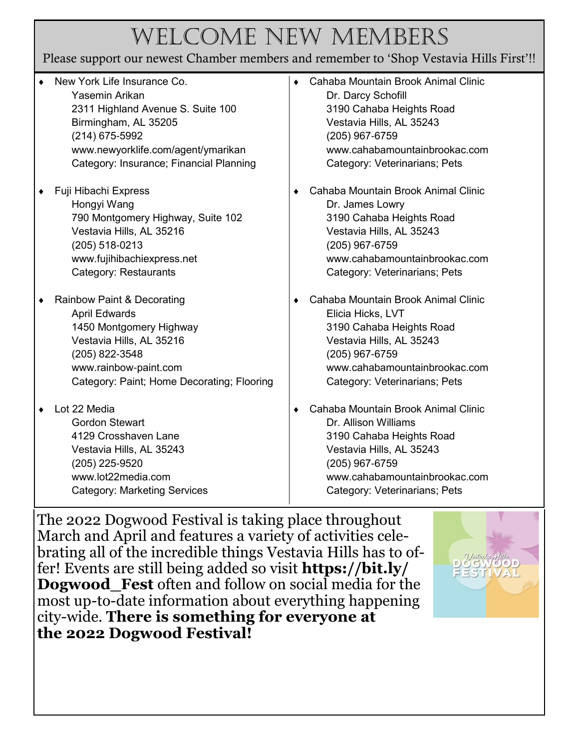# Welcome New Members

Please support our newest Chamber members and remember to 'Shop Vestavia Hills First'!!

- New York Life Insurance Co.
  Yasemin Arikan
  2311 Highland Avenue S. Suite 100
  Birmingham, AL 35205
  (214) 675-5992
  www.newyorklife.com/agent/ymarikan
  Category: Insurance; Financial Planning

- Fuji Hibachi Express
  Hongyi Wang
  790 Montgomery Highway, Suite 102
  Vestavia Hills, AL 35216
  (205) 518-0213
  www.fujihibachiexpress.net
  Category: Restaurants

- Rainbow Paint & Decorating
  April Edwards
  1450 Montgomery Highway
  Vestavia Hills, AL 35216
  (205) 822-3548
  www.rainbow-paint.com
  Category: Paint; Home Decorating; Flooring

- Lot 22 Media
  Gordon Stewart
  4129 Crosshaven Lane
  Vestavia Hills, AL 35243
  (205) 225-9520
  www.lot22media.com
  Category: Marketing Services

- Cahaba Mountain Brook Animal Clinic
  Dr. Darcy Schofill
  3190 Cahaba Heights Road
  Vestavia Hills, AL 35243
  (205) 967-6759
  www.cahabamountainbrookac.com
  Category: Veterinarians; Pets

- Cahaba Mountain Brook Animal Clinic
  Dr. James Lowry
  3190 Cahaba Heights Road
  Vestavia Hills, AL 35243
  (205) 967-6759
  www.cahabamountainbrookac.com
  Category: Veterinarians; Pets

- Cahaba Mountain Brook Animal Clinic
  Elicia Hicks, LVT
  3190 Cahaba Heights Road
  Vestavia Hills, AL 35243
  (205) 967-6759
  www.cahabamountainbrookac.com
  Category: Veterinarians; Pets

- Cahaba Mountain Brook Animal Clinic
  Dr. Allison Williams
  3190 Cahaba Heights Road
  Vestavia Hills, AL 35243
  (205) 967-6759
  www.cahabamountainbrookac.com
  Category: Veterinarians; Pets

The 2022 Dogwood Festival is taking place throughout March and April and features a variety of activities celebrating all of the incredible things Vestavia Hills has to offer! Events are still being added so visit **https://bit.ly/Dogwood_Fest** often and follow on social media for the most up-to-date information about everything happening city-wide. **There is something for everyone at the 2022 Dogwood Festival!**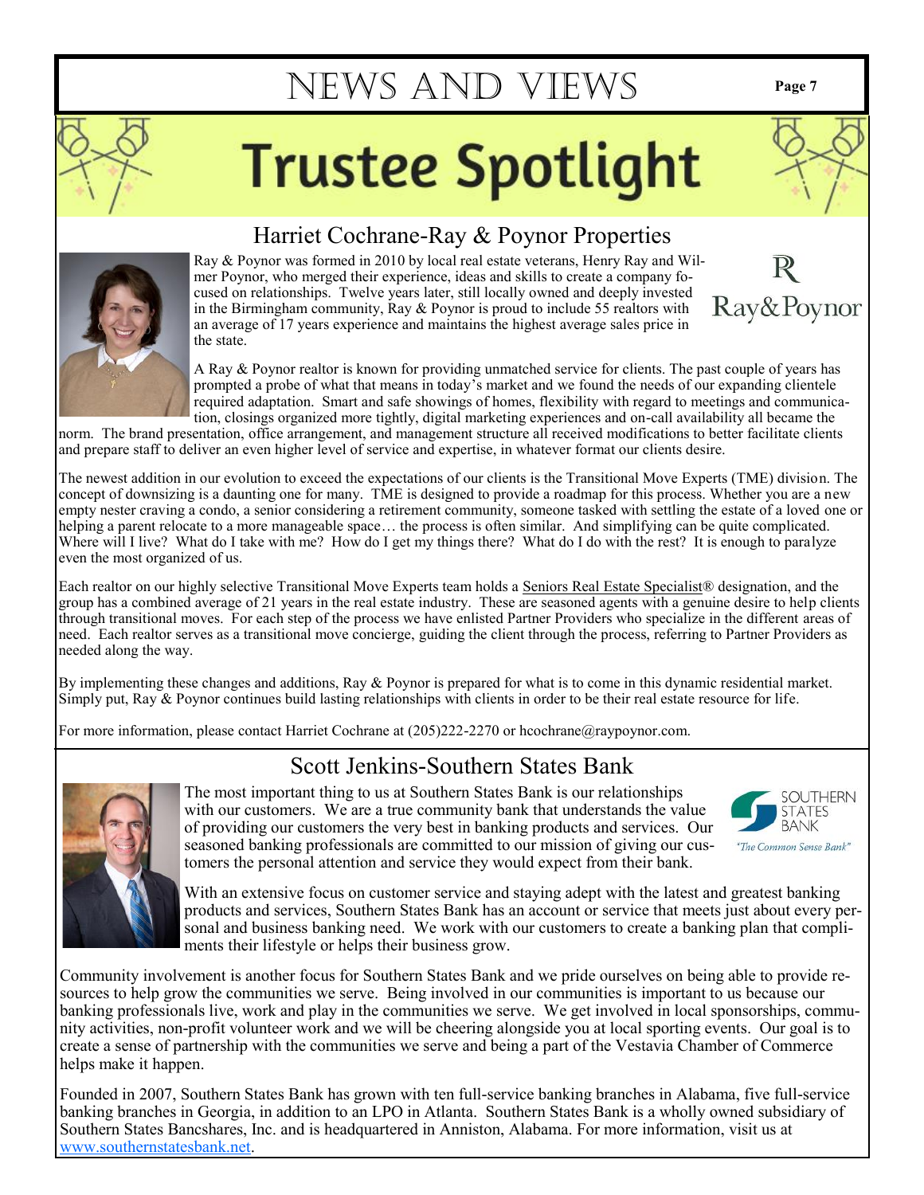# Trustee Spotlight

## Harriet Cochrane-Ray & Poynor Properties

Ray & Poynor was formed in 2010 by local real estate veterans, Henry Ray and Wilmer Poynor, who merged their experience, ideas and skills to create a company focused on relationships. Twelve years later, still locally owned and deeply invested in the Birmingham community, Ray & Poynor is proud to include 55 realtors with an average of 17 years experience and maintains the highest average sales price in the state.

A Ray & Poynor realtor is known for providing unmatched service for clients. The past couple of years has prompted a probe of what that means in today's market and we found the needs of our expanding clientele required adaptation. Smart and safe showings of homes, flexibility with regard to meetings and communication, closings organized more tightly, digital marketing experiences and on-call availability all became the norm. The brand presentation, office arrangement, and management structure all received modifications to better facilitate clients and prepare staff to deliver an even higher level of service and expertise, in whatever format our clients desire.

The newest addition in our evolution to exceed the expectations of our clients is the Transitional Move Experts (TME) division. The concept of downsizing is a daunting one for many. TME is designed to provide a roadmap for this process. Whether you are a new empty nester craving a condo, a senior considering a retirement community, someone tasked with settling the estate of a loved one or helping a parent relocate to a more manageable space… the process is often similar. And simplifying can be quite complicated. Where will I live? What do I take with me? How do I get my things there? What do I do with the rest? It is enough to paralyze even the most organized of us.

Each realtor on our highly selective Transitional Move Experts team holds a Seniors Real Estate Specialist® designation, and the group has a combined average of 21 years in the real estate industry. These are seasoned agents with a genuine desire to help clients through transitional moves. For each step of the process we have enlisted Partner Providers who specialize in the different areas of need. Each realtor serves as a transitional move concierge, guiding the client through the process, referring to Partner Providers as needed along the way.

By implementing these changes and additions, Ray & Poynor is prepared for what is to come in this dynamic residential market. Simply put, Ray & Poynor continues build lasting relationships with clients in order to be their real estate resource for life.

For more information, please contact Harriet Cochrane at (205)222-2270 or hcochrane@raypoynor.com.

## Scott Jenkins-Southern States Bank

The most important thing to us at Southern States Bank is our relationships with our customers. We are a true community bank that understands the value of providing our customers the very best in banking products and services. Our seasoned banking professionals are committed to our mission of giving our customers the personal attention and service they would expect from their bank.

With an extensive focus on customer service and staying adept with the latest and greatest banking products and services, Southern States Bank has an account or service that meets just about every personal and business banking need. We work with our customers to create a banking plan that compliments their lifestyle or helps their business grow.

Community involvement is another focus for Southern States Bank and we pride ourselves on being able to provide resources to help grow the communities we serve. Being involved in our communities is important to us because our banking professionals live, work and play in the communities we serve. We get involved in local sponsorships, community activities, non-profit volunteer work and we will be cheering alongside you at local sporting events. Our goal is to create a sense of partnership with the communities we serve and being a part of the Vestavia Chamber of Commerce helps make it happen.

Founded in 2007, Southern States Bank has grown with ten full-service banking branches in Alabama, five full-service banking branches in Georgia, in addition to an LPO in Atlanta. Southern States Bank is a wholly owned subsidiary of Southern States Bancshares, Inc. and is headquartered in Anniston, Alabama. For more information, visit us at www.southernstatesbank.net.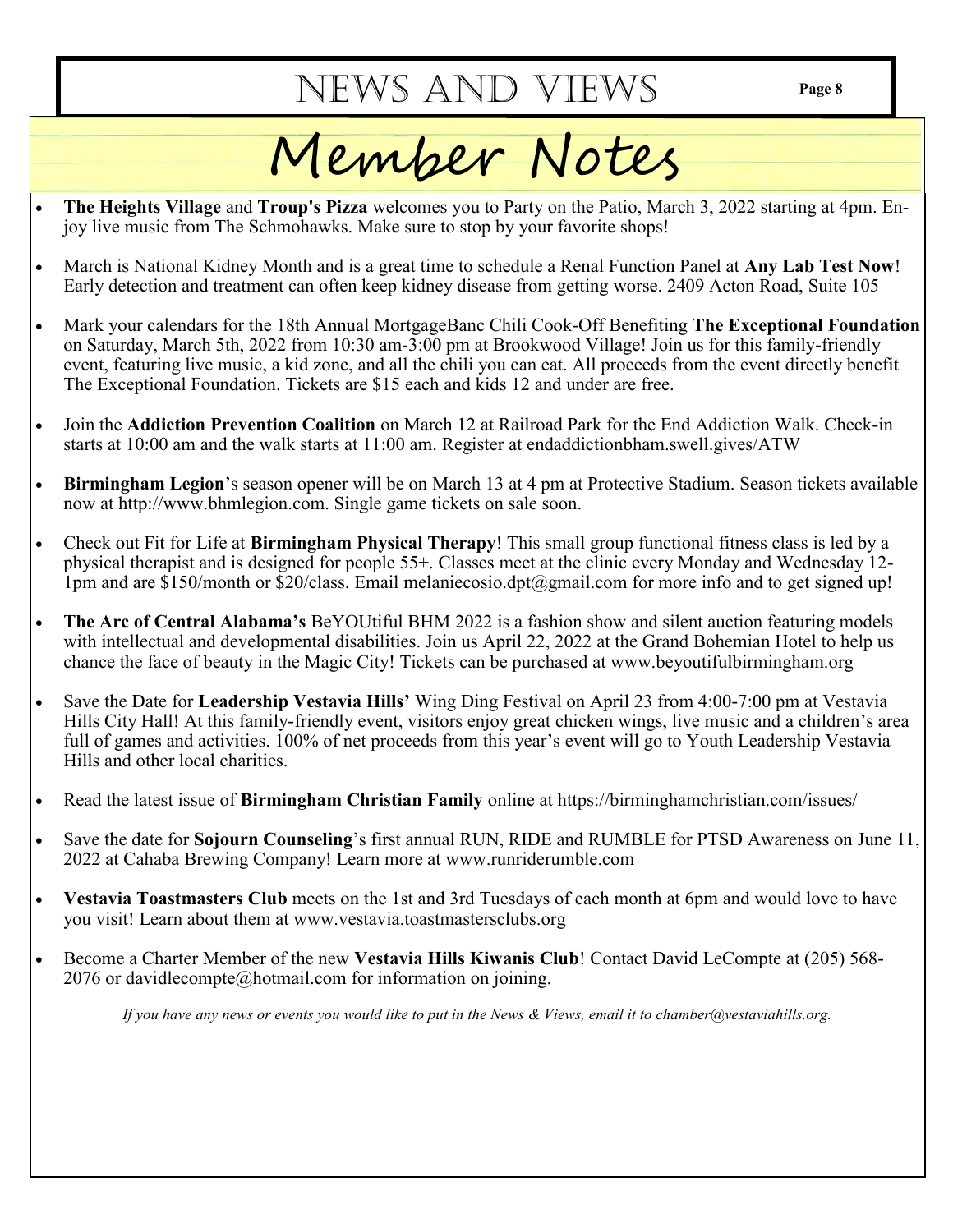# Member Notes

- **The Heights Village** and **Troup's Pizza** welcomes you to Party on the Patio, March 3, 2022 starting at 4pm. Enjoy live music from The Schmohawks. Make sure to stop by your favorite shops!
- March is National Kidney Month and is a great time to schedule a Renal Function Panel at **Any Lab Test Now**! Early detection and treatment can often keep kidney disease from getting worse. 2409 Acton Road, Suite 105
- Mark your calendars for the 18th Annual MortgageBanc Chili Cook-Off Benefiting **The Exceptional Foundation** on Saturday, March 5th, 2022 from 10:30 am-3:00 pm at Brookwood Village! Join us for this family-friendly event, featuring live music, a kid zone, and all the chili you can eat. All proceeds from the event directly benefit The Exceptional Foundation. Tickets are $15 each and kids 12 and under are free.
- Join the **Addiction Prevention Coalition** on March 12 at Railroad Park for the End Addiction Walk. Check-in starts at 10:00 am and the walk starts at 11:00 am. Register at endaddictionbham.swell.gives/ATW
- **Birmingham Legion**'s season opener will be on March 13 at 4 pm at Protective Stadium. Season tickets available now at http://www.bhmlegion.com. Single game tickets on sale soon.
- Check out Fit for Life at **Birmingham Physical Therapy**! This small group functional fitness class is led by a physical therapist and is designed for people 55+. Classes meet at the clinic every Monday and Wednesday 12-1pm and are $150/month or $20/class. Email melaniecosio.dpt@gmail.com for more info and to get signed up!
- **The Arc of Central Alabama's** BeYOUtiful BHM 2022 is a fashion show and silent auction featuring models with intellectual and developmental disabilities. Join us April 22, 2022 at the Grand Bohemian Hotel to help us chance the face of beauty in the Magic City! Tickets can be purchased at www.beyoutifulbirmingham.org
- Save the Date for **Leadership Vestavia Hills'** Wing Ding Festival on April 23 from 4:00-7:00 pm at Vestavia Hills City Hall! At this family-friendly event, visitors enjoy great chicken wings, live music and a children's area full of games and activities. 100% of net proceeds from this year's event will go to Youth Leadership Vestavia Hills and other local charities.
- Read the latest issue of **Birmingham Christian Family** online at https://birminghamchristian.com/issues/
- Save the date for **Sojourn Counseling**'s first annual RUN, RIDE and RUMBLE for PTSD Awareness on June 11, 2022 at Cahaba Brewing Company! Learn more at www.runriderumble.com
- **Vestavia Toastmasters Club** meets on the 1st and 3rd Tuesdays of each month at 6pm and would love to have you visit! Learn about them at www.vestavia.toastmastersclubs.org
- Become a Charter Member of the new **Vestavia Hills Kiwanis Club**! Contact David LeCompte at (205) 568-2076 or davidlecompte@hotmail.com for information on joining.

*If you have any news or events you would like to put in the News & Views, email it to chamber@vestaviahills.org.*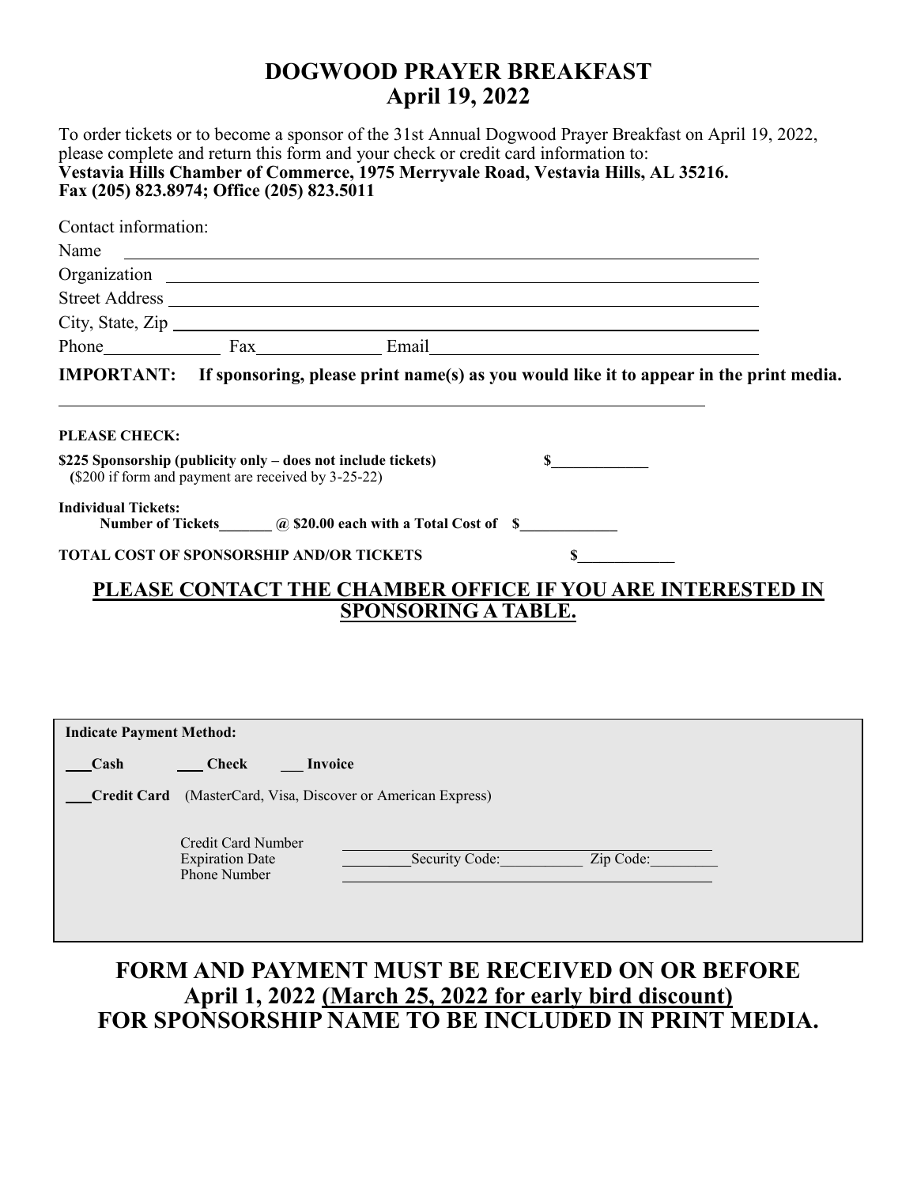# DOGWOOD PRAYER BREAKFAST
# April 19, 2022

To order tickets or to become a sponsor of the 31st Annual Dogwood Prayer Breakfast on April 19, 2022, please complete and return this form and your check or credit card information to:
**Vestavia Hills Chamber of Commerce, 1975 Merryvale Road, Vestavia Hills, AL 35216.**
**Fax (205) 823.8974; Office (205) 823.5011**

Contact information:

Name ______________________________________________

Organization ______________________________________________

Street Address ______________________________________________

City, State, Zip ______________________________________________

Phone______________ Fax______________ Email______________________________

**IMPORTANT: If sponsoring, please print name(s) as you would like it to appear in the print media.**

______________________________________________

**PLEASE CHECK:**

**$225 Sponsorship (publicity only – does not include tickets)** **$____________**
**(**$200 if form and payment are received by 3-25-22)

**Individual Tickets:**
**Number of Tickets_______ @ $20.00 each with a Total Cost of $____________**

**TOTAL COST OF SPONSORSHIP AND/OR TICKETS** **$____________**

## <u>PLEASE CONTACT THE CHAMBER OFFICE IF YOU ARE INTERESTED IN SPONSORING A TABLE.</u>

**Indicate Payment Method:**

___**Cash** ___ **Check** ___ **Invoice**

___**Credit Card** (MasterCard, Visa, Discover or American Express)

Credit Card Number ______________________________________________
Expiration Date _________Security Code:___________ Zip Code:_________
Phone Number ______________________________________________

## FORM AND PAYMENT MUST BE RECEIVED ON OR BEFORE April 1, 2022 <u>(March 25, 2022 for early bird discount)</u> FOR SPONSORSHIP NAME TO BE INCLUDED IN PRINT MEDIA.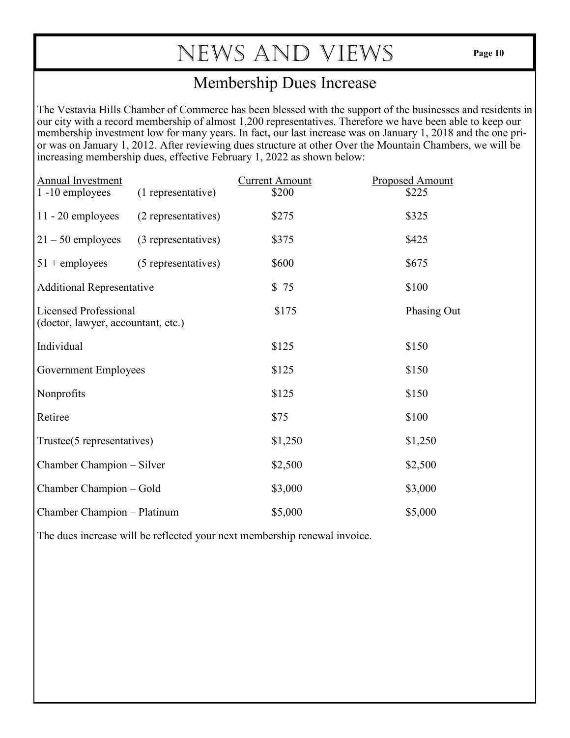# NEWS AND VIEWS

## Membership Dues Increase

The Vestavia Hills Chamber of Commerce has been blessed with the support of the businesses and residents in our city with a record membership of almost 1,200 representatives. Therefore we have been able to keep our membership investment low for many years. In fact, our last increase was on January 1, 2018 and the one prior was on January 1, 2012. After reviewing dues structure at other Over the Mountain Chambers, we will be increasing membership dues, effective February 1, 2022 as shown below:

| Annual Investment | | Current Amount | Proposed Amount |
|---|---|---|---|
| 1 -10 employees | (1 representative) | $200 | $225 |
| 11 - 20 employees | (2 representatives) | $275 | $325 |
| 21 – 50 employees | (3 representatives) | $375 | $425 |
| 51 + employees | (5 representatives) | $600 | $675 |
| Additional Representative | | $ 75 | $100 |
| Licensed Professional (doctor, lawyer, accountant, etc.) | | $175 | Phasing Out |
| Individual | | $125 | $150 |
| Government Employees | | $125 | $150 |
| Nonprofits | | $125 | $150 |
| Retiree | | $75 | $100 |
| Trustee(5 representatives) | | $1,250 | $1,250 |
| Chamber Champion – Silver | | $2,500 | $2,500 |
| Chamber Champion – Gold | | $3,000 | $3,000 |
| Chamber Champion – Platinum | | $5,000 | $5,000 |

The dues increase will be reflected your next membership renewal invoice.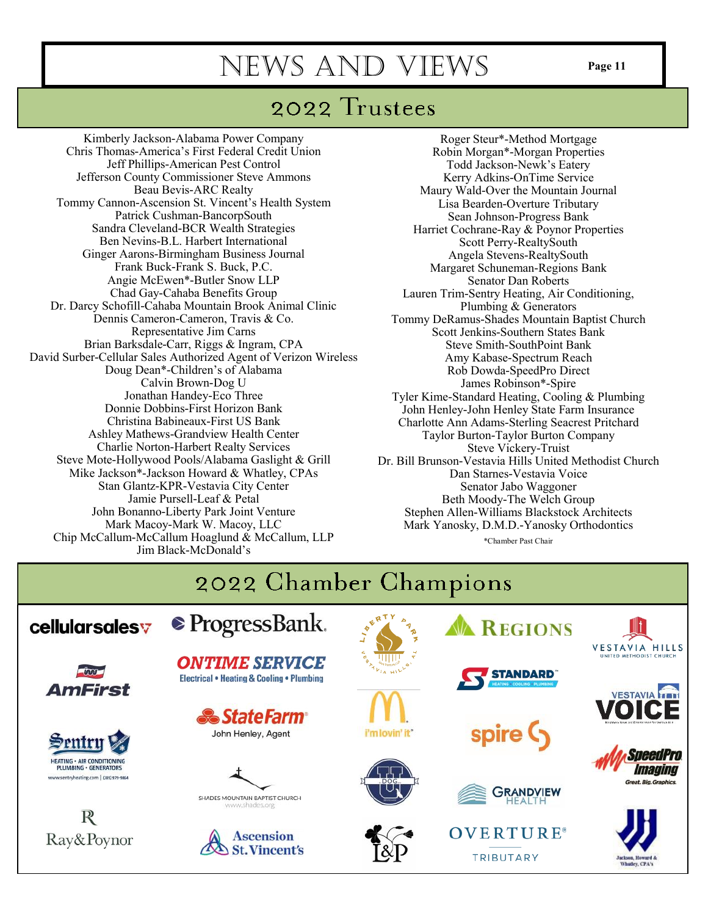# 2022 Trustees

Kimberly Jackson-Alabama Power Company
Chris Thomas-America's First Federal Credit Union
Jeff Phillips-American Pest Control
Jefferson County Commissioner Steve Ammons
Beau Bevis-ARC Realty
Tommy Cannon-Ascension St. Vincent's Health System
Patrick Cushman-BancorpSouth
Sandra Cleveland-BCR Wealth Strategies
Ben Nevins-B.L. Harbert International
Ginger Aarons-Birmingham Business Journal
Frank Buck-Frank S. Buck, P.C.
Angie McEwen*-Butler Snow LLP
Chad Gay-Cahaba Benefits Group
Dr. Darcy Schofill-Cahaba Mountain Brook Animal Clinic
Dennis Cameron-Cameron, Travis & Co.
Representative Jim Carns
Brian Barksdale-Carr, Riggs & Ingram, CPA
David Surber-Cellular Sales Authorized Agent of Verizon Wireless
Doug Dean*-Children's of Alabama
Calvin Brown-Dog U
Jonathan Handey-Eco Three
Donnie Dobbins-First Horizon Bank
Christina Babineaux-First US Bank
Ashley Mathews-Grandview Health Center
Charlie Norton-Harbert Realty Services
Steve Mote-Hollywood Pools/Alabama Gaslight & Grill
Mike Jackson*-Jackson Howard & Whatley, CPAs
Stan Glantz-KPR-Vestavia City Center
Jamie Pursell-Leaf & Petal
John Bonanno-Liberty Park Joint Venture
Mark Macoy-Mark W. Macoy, LLC
Chip McCallum-McCallum Hoaglund & McCallum, LLP
Jim Black-McDonald's
Roger Steur*-Method Mortgage
Robin Morgan*-Morgan Properties
Todd Jackson-Newk's Eatery
Kerry Adkins-OnTime Service
Maury Wald-Over the Mountain Journal
Lisa Bearden-Overture Tributary
Sean Johnson-Progress Bank
Harriet Cochrane-Ray & Poynor Properties
Scott Perry-RealtySouth
Angela Stevens-RealtySouth
Margaret Schuneman-Regions Bank
Senator Dan Roberts
Lauren Trim-Sentry Heating, Air Conditioning, Plumbing & Generators
Tommy DeRamus-Shades Mountain Baptist Church
Scott Jenkins-Southern States Bank
Steve Smith-SouthPoint Bank
Amy Kabase-Spectrum Reach
Rob Dowda-SpeedPro Direct
James Robinson*-Spire
Tyler Kime-Standard Heating, Cooling & Plumbing
John Henley-John Henley State Farm Insurance
Charlotte Ann Adams-Sterling Seacrest Pritchard
Taylor Burton-Taylor Burton Company
Steve Vickery-Truist
Dr. Bill Brunson-Vestavia Hills United Methodist Church
Dan Starnes-Vestavia Voice
Senator Jabo Waggoner
Beth Moody-The Welch Group
Stephen Allen-Williams Blackstock Architects
Mark Yanosky, D.M.D.-Yanosky Orthodontics

*Chamber Past Chair

# 2022 Chamber Champions

cellularsales
ProgressBank
Liberty Park, Vestavia Hills, AL
Regions
Vestavia Hills United Methodist Church
AmFirst
OnTime Service — Electrical • Heating & Cooling • Plumbing
Standard — Heating • Cooling • Plumbing
Vestavia Voice
State Farm — John Henley, Agent
McDonald's — i'm lovin' it
spire
Sentry — Heating • Air Conditioning • Plumbing • Generators — www.sentryheating.com
SpeedPro Imaging — Great. Big. Graphics.
Shades Mountain Baptist Church — www.shades.org
Dog U
Grandview Health
Ray&Poynor
Ascension St. Vincent's
L&P
Overture Tributary
Jackson, Howard & Whatley, CPA's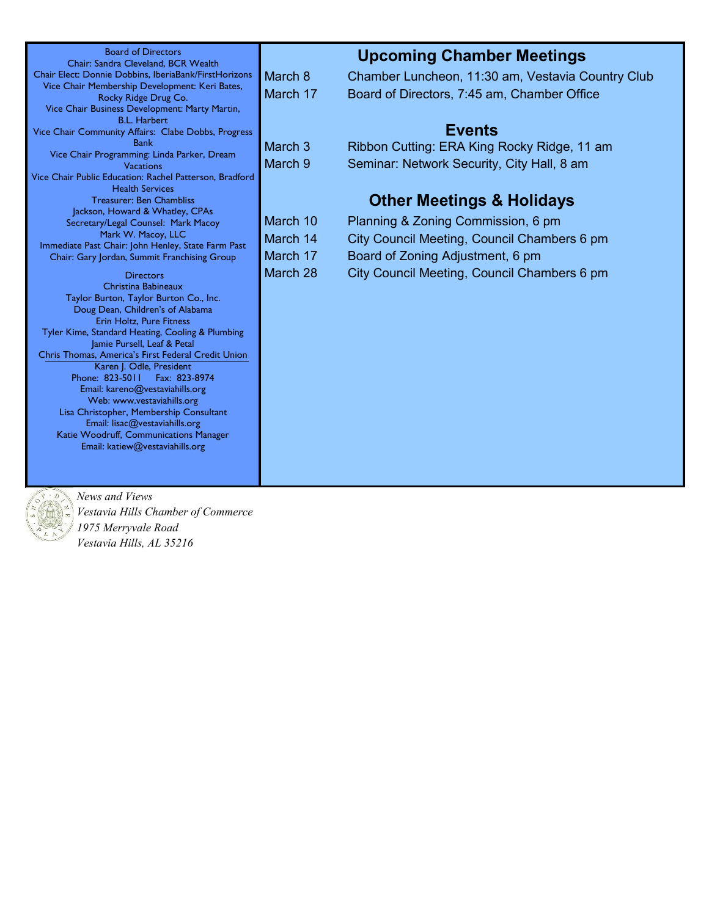Board of Directors

Chair: Sandra Cleveland, BCR Wealth

Chair Elect: Donnie Dobbins, IberiaBank/FirstHorizons

Vice Chair Membership Development: Keri Bates, Rocky Ridge Drug Co.

Vice Chair Business Development: Marty Martin, B.L. Harbert

Vice Chair Community Affairs: Clabe Dobbs, Progress Bank

Vice Chair Programming: Linda Parker, Dream Vacations

Vice Chair Public Education: Rachel Patterson, Bradford Health Services

Treasurer: Ben Chambliss Jackson, Howard & Whatley, CPAs

Secretary/Legal Counsel: Mark Macoy Mark W. Macoy, LLC

Immediate Past Chair: John Henley, State Farm Past Chair: Gary Jordan, Summit Franchising Group

Directors

Christina Babineaux

Taylor Burton, Taylor Burton Co., Inc.

Doug Dean, Children's of Alabama

Erin Holtz, Pure Fitness

Tyler Kime, Standard Heating, Cooling & Plumbing

Jamie Pursell, Leaf & Petal

Chris Thomas, America's First Federal Credit Union

Karen J. Odle, President

Phone: 823-5011 Fax: 823-8974

Email: kareno@vestaviahills.org

Web: www.vestaviahills.org

Lisa Christopher, Membership Consultant

Email: lisac@vestaviahills.org

Katie Woodruff, Communications Manager

Email: katiew@vestaviahills.org

## Upcoming Chamber Meetings

| | |
|---|---|
| March 8 | Chamber Luncheon, 11:30 am, Vestavia Country Club |
| March 17 | Board of Directors, 7:45 am, Chamber Office |

## Events

| | |
|---|---|
| March 3 | Ribbon Cutting: ERA King Rocky Ridge, 11 am |
| March 9 | Seminar: Network Security, City Hall, 8 am |

## Other Meetings & Holidays

| | |
|---|---|
| March 10 | Planning & Zoning Commission, 6 pm |
| March 14 | City Council Meeting, Council Chambers 6 pm |
| March 17 | Board of Zoning Adjustment, 6 pm |
| March 28 | City Council Meeting, Council Chambers 6 pm |

*News and Views*
*Vestavia Hills Chamber of Commerce*
*1975 Merryvale Road*
*Vestavia Hills, AL 35216*